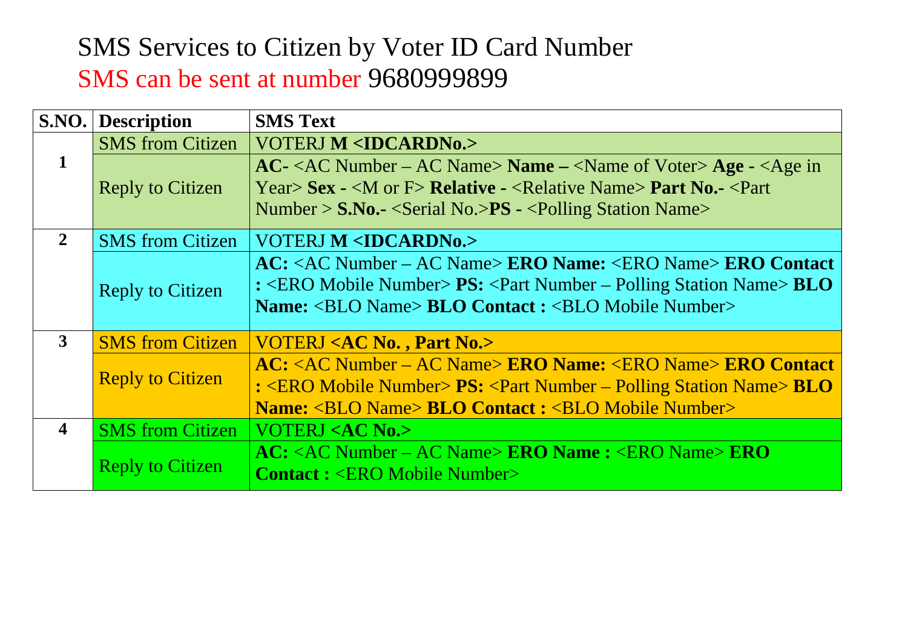# SMS Services to Citizen by Voter ID Card Number

SMS can be sent at number 9680999899

| S.NO. | Description | SMS Text |
|---|---|---|
| 1 | SMS from Citizen | VOTERJ **M <IDCARDNo.>** |
| | Reply to Citizen | **AC-** <AC Number – AC Name> **Name –** <Name of Voter> **Age -** <Age in Year> **Sex -** <M or F> **Relative -** <Relative Name> **Part No.-** <Part Number > **S.No.-** <Serial No.>**PS -** <Polling Station Name> |
| 2 | SMS from Citizen | VOTERJ **M <IDCARDNo.>** |
| | Reply to Citizen | **AC:** <AC Number – AC Name> **ERO Name:** <ERO Name> **ERO Contact :** <ERO Mobile Number> **PS:** <Part Number – Polling Station Name> **BLO Name:** <BLO Name> **BLO Contact :** <BLO Mobile Number> |
| 3 | SMS from Citizen | VOTERJ **<AC No. , Part No.>** |
| | Reply to Citizen | **AC:** <AC Number – AC Name> **ERO Name:** <ERO Name> **ERO Contact :** <ERO Mobile Number> **PS:** <Part Number – Polling Station Name> **BLO Name:** <BLO Name> **BLO Contact :** <BLO Mobile Number> |
| 4 | SMS from Citizen | VOTERJ **<AC No.>** |
| | Reply to Citizen | **AC:** <AC Number – AC Name> **ERO Name :** <ERO Name> **ERO Contact :** <ERO Mobile Number> |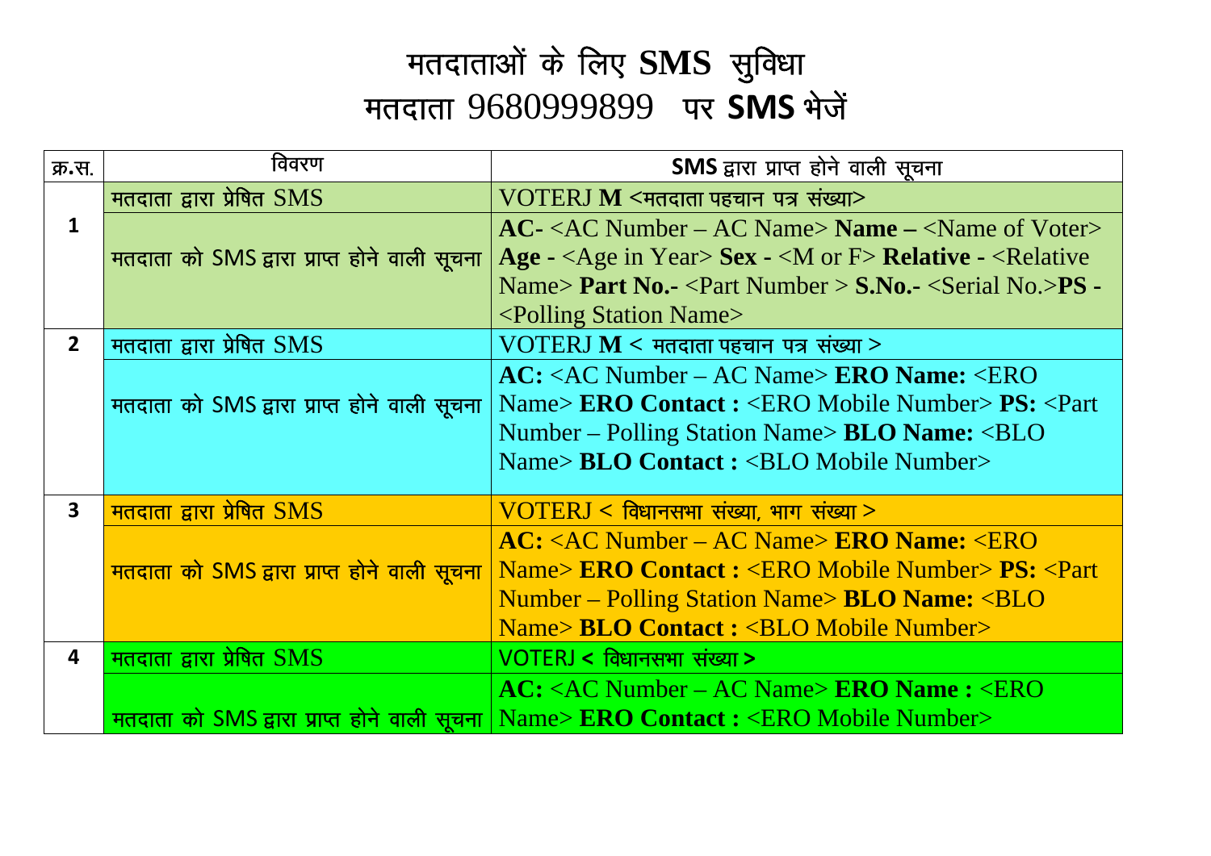# मतदाताओं के लिए SMS सुविधा

## मतदाता 9680999899 पर **SMS** भेजें

| क्र.स. | विवरण | **SMS** द्वारा प्राप्त होने वाली सूचना |
|---|---|---|
| **1** | मतदाता द्वारा प्रेषित SMS | VOTERJ **M** <मतदाता पहचान पत्र संख्या> |
| | मतदाता को SMS द्वारा प्राप्त होने वाली सूचना | **AC-** <AC Number – AC Name> **Name –** <Name of Voter> **Age -** <Age in Year> **Sex -** <M or F> **Relative -** <Relative Name> **Part No.-** <Part Number > **S.No.-** <Serial No.>**PS -** <Polling Station Name> |
| **2** | मतदाता द्वारा प्रेषित SMS | VOTERJ **M** < मतदाता पहचान पत्र संख्या > |
| | मतदाता को SMS द्वारा प्राप्त होने वाली सूचना | **AC:** <AC Number – AC Name> **ERO Name:** <ERO Name> **ERO Contact :** <ERO Mobile Number> **PS:** <Part Number – Polling Station Name> **BLO Name:** <BLO Name> **BLO Contact :** <BLO Mobile Number> |
| **3** | मतदाता द्वारा प्रेषित SMS | VOTERJ < विधानसभा संख्या, भाग संख्या > |
| | मतदाता को SMS द्वारा प्राप्त होने वाली सूचना | **AC:** <AC Number – AC Name> **ERO Name:** <ERO Name> **ERO Contact :** <ERO Mobile Number> **PS:** <Part Number – Polling Station Name> **BLO Name:** <BLO Name> **BLO Contact :** <BLO Mobile Number> |
| **4** | मतदाता द्वारा प्रेषित SMS | VOTERJ **<** विधानसभा संख्या **>** |
| | मतदाता को SMS द्वारा प्राप्त होने वाली सूचना | **AC:** <AC Number – AC Name> **ERO Name :** <ERO Name> **ERO Contact :** <ERO Mobile Number> |